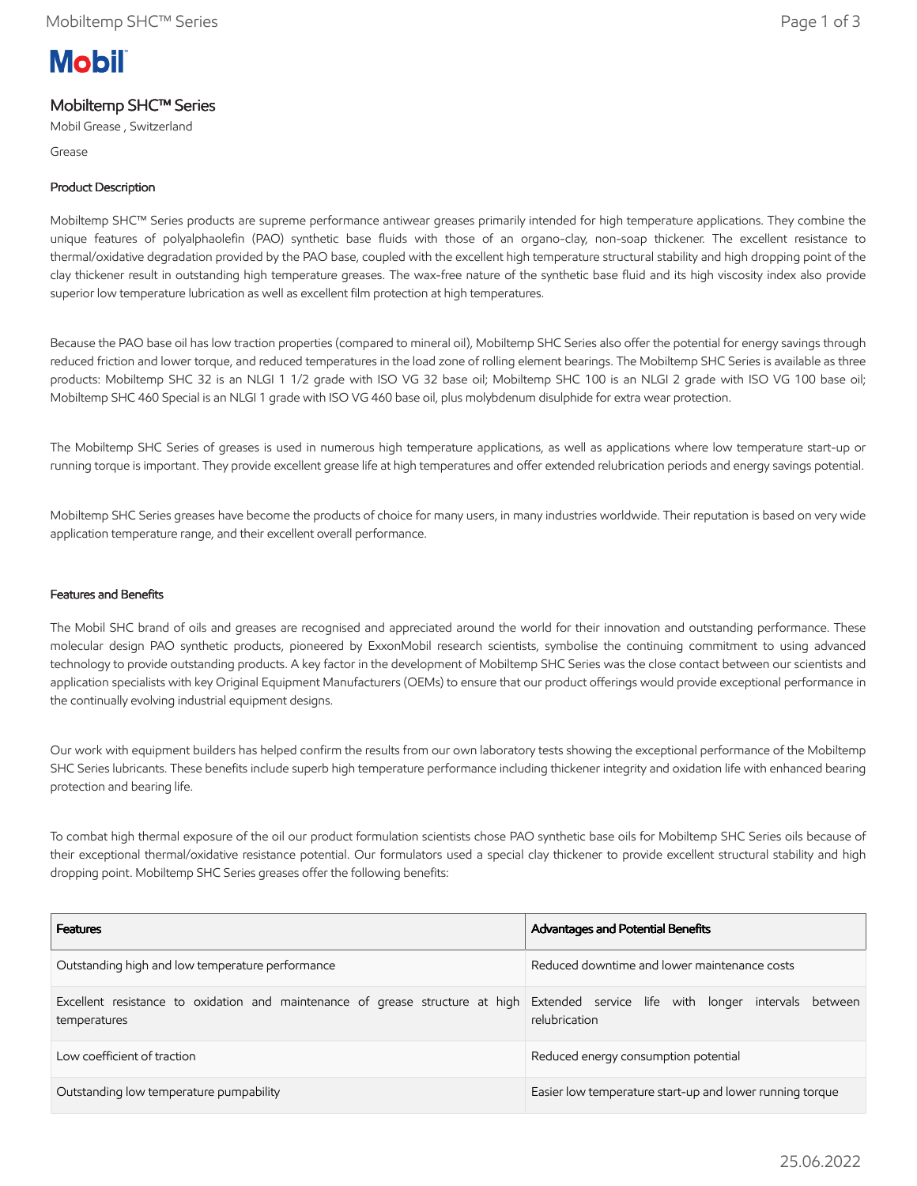# Mobiltemp SHC™ Series

Mobil Grease , Switzerland

Grease

## Product Description

Mobiltemp SHC™ Series products are supreme performance antiwear greases primarily intended for high temperature applications. They combine the unique features of polyalphaolefin (PAO) synthetic base fluids with those of an organo-clay, non-soap thickener. The excellent resistance to thermal/oxidative degradation provided by the PAO base, coupled with the excellent high temperature structural stability and high dropping point of the clay thickener result in outstanding high temperature greases. The wax-free nature of the synthetic base fluid and its high viscosity index also provide superior low temperature lubrication as well as excellent film protection at high temperatures.

Because the PAO base oil has low traction properties (compared to mineral oil), Mobiltemp SHC Series also offer the potential for energy savings through reduced friction and lower torque, and reduced temperatures in the load zone of rolling element bearings. The Mobiltemp SHC Series is available as three products: Mobiltemp SHC 32 is an NLGI 1 1/2 grade with ISO VG 32 base oil; Mobiltemp SHC 100 is an NLGI 2 grade with ISO VG 100 base oil; Mobiltemp SHC 460 Special is an NLGI 1 grade with ISO VG 460 base oil, plus molybdenum disulphide for extra wear protection.

The Mobiltemp SHC Series of greases is used in numerous high temperature applications, as well as applications where low temperature start-up or running torque is important. They provide excellent grease life at high temperatures and offer extended relubrication periods and energy savings potential.

Mobiltemp SHC Series greases have become the products of choice for many users, in many industries worldwide. Their reputation is based on very wide application temperature range, and their excellent overall performance.

## Features and Benefits

The Mobil SHC brand of oils and greases are recognised and appreciated around the world for their innovation and outstanding performance. These molecular design PAO synthetic products, pioneered by ExxonMobil research scientists, symbolise the continuing commitment to using advanced technology to provide outstanding products. A key factor in the development of Mobiltemp SHC Series was the close contact between our scientists and application specialists with key Original Equipment Manufacturers (OEMs) to ensure that our product offerings would provide exceptional performance in the continually evolving industrial equipment designs.

Our work with equipment builders has helped confirm the results from our own laboratory tests showing the exceptional performance of the Mobiltemp SHC Series lubricants. These benefits include superb high temperature performance including thickener integrity and oxidation life with enhanced bearing protection and bearing life.

To combat high thermal exposure of the oil our product formulation scientists chose PAO synthetic base oils for Mobiltemp SHC Series oils because of their exceptional thermal/oxidative resistance potential. Our formulators used a special clay thickener to provide excellent structural stability and high dropping point. Mobiltemp SHC Series greases offer the following benefits:

| Features | Advantages and Potential Benefits |
| --- | --- |
| Outstanding high and low temperature performance | Reduced downtime and lower maintenance costs |
| Excellent resistance to oxidation and maintenance of grease structure at high temperatures | Extended service life with longer intervals between relubrication |
| Low coefficient of traction | Reduced energy consumption potential |
| Outstanding low temperature pumpability | Easier low temperature start-up and lower running torque |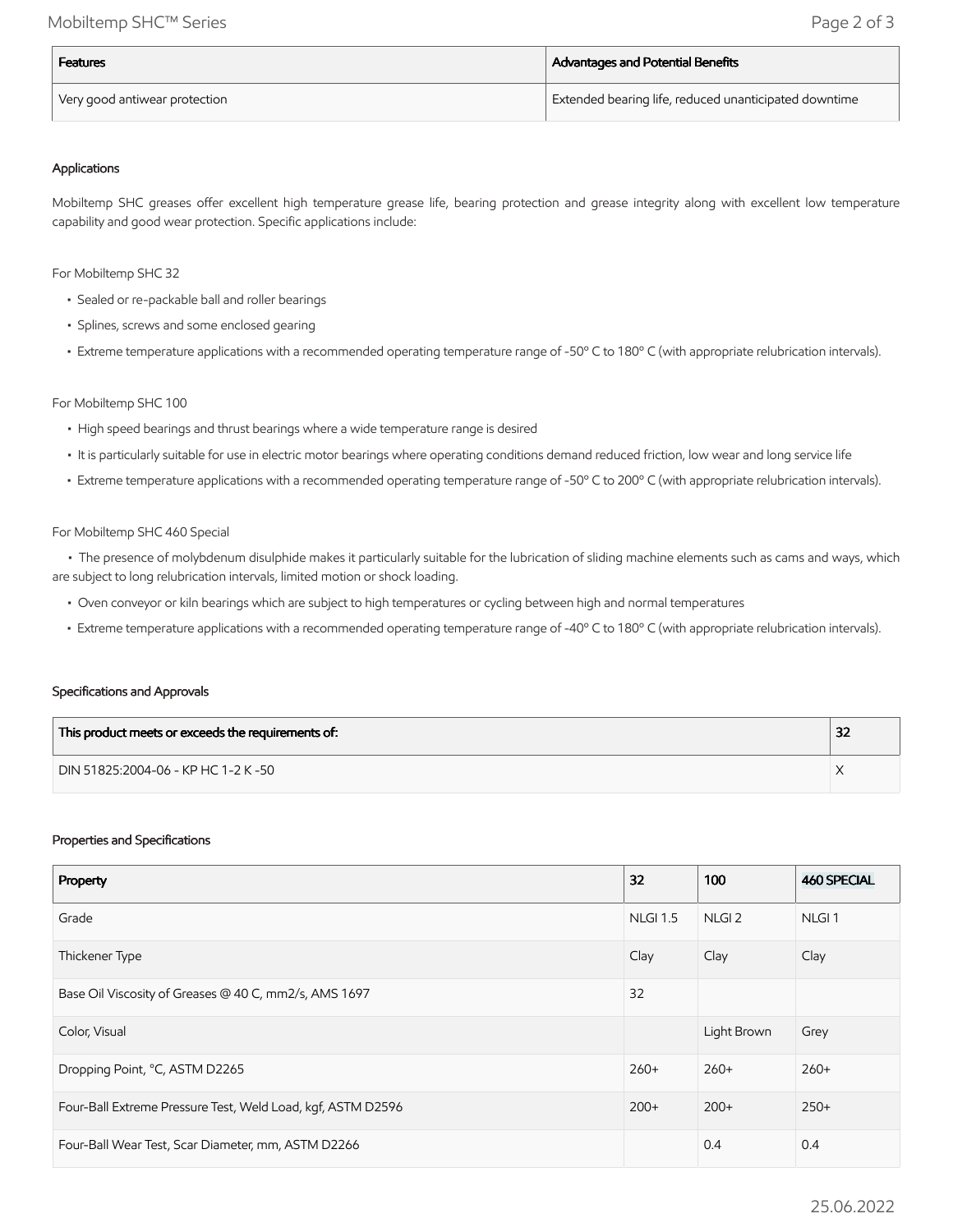| Features | Advantages and Potential Benefits |
| --- | --- |
| Very good antiwear protection | Extended bearing life, reduced unanticipated downtime |

### Applications

Mobiltemp SHC greases offer excellent high temperature grease life, bearing protection and grease integrity along with excellent low temperature capability and good wear protection. Specific applications include:

For Mobiltemp SHC 32

- Sealed or re-packable ball and roller bearings
- Splines, screws and some enclosed gearing
- Extreme temperature applications with a recommended operating temperature range of -50º C to 180º C (with appropriate relubrication intervals).

For Mobiltemp SHC 100

- High speed bearings and thrust bearings where a wide temperature range is desired
- It is particularly suitable for use in electric motor bearings where operating conditions demand reduced friction, low wear and long service life
- Extreme temperature applications with a recommended operating temperature range of -50º C to 200º C (with appropriate relubrication intervals).

For Mobiltemp SHC 460 Special

- The presence of molybdenum disulphide makes it particularly suitable for the lubrication of sliding machine elements such as cams and ways, which are subject to long relubrication intervals, limited motion or shock loading.
- Oven conveyor or kiln bearings which are subject to high temperatures or cycling between high and normal temperatures
- Extreme temperature applications with a recommended operating temperature range of -40º C to 180º C (with appropriate relubrication intervals).

### Specifications and Approvals

| This product meets or exceeds the requirements of: | 32 |
| --- | --- |
| DIN 51825:2004-06 - KP HC 1-2 K -50 | X |

### Properties and Specifications

| Property | 32 | 100 | 460 SPECIAL |
| --- | --- | --- | --- |
| Grade | NLGI 1.5 | NLGI 2 | NLGI 1 |
| Thickener Type | Clay | Clay | Clay |
| Base Oil Viscosity of Greases @ 40 C, mm2/s, AMS 1697 | 32 | | |
| Color, Visual | | Light Brown | Grey |
| Dropping Point, °C, ASTM D2265 | 260+ | 260+ | 260+ |
| Four-Ball Extreme Pressure Test, Weld Load, kgf, ASTM D2596 | 200+ | 200+ | 250+ |
| Four-Ball Wear Test, Scar Diameter, mm, ASTM D2266 | | 0.4 | 0.4 |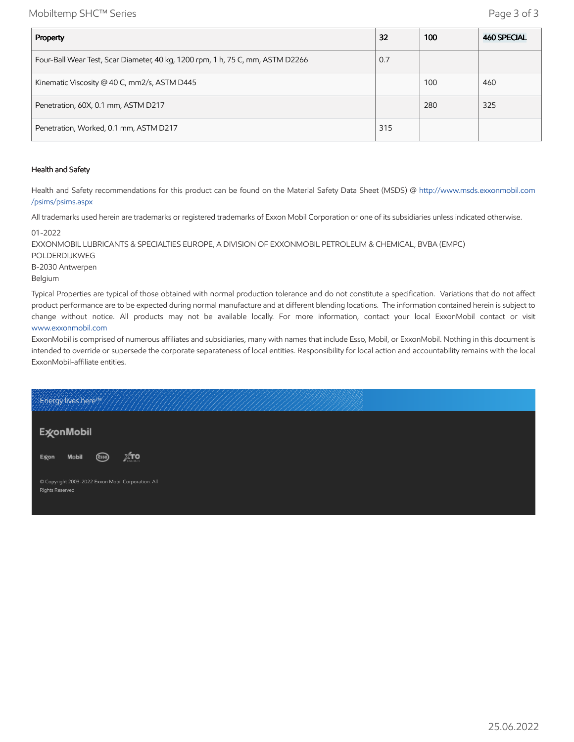| Property | 32 | 100 | 460 SPECIAL |
| --- | --- | --- | --- |
| Four-Ball Wear Test, Scar Diameter, 40 kg, 1200 rpm, 1 h, 75 C, mm, ASTM D2266 | 0.7 | | |
| Kinematic Viscosity @ 40 C, mm2/s, ASTM D445 | | 100 | 460 |
| Penetration, 60X, 0.1 mm, ASTM D217 | | 280 | 325 |
| Penetration, Worked, 0.1 mm, ASTM D217 | 315 | | |

### Health and Safety

Health and Safety recommendations for this product can be found on the Material Safety Data Sheet (MSDS) @ http://www.msds.exxonmobil.com/psims/psims.aspx

All trademarks used herein are trademarks or registered trademarks of Exxon Mobil Corporation or one of its subsidiaries unless indicated otherwise.

01-2022
EXXONMOBIL LUBRICANTS & SPECIALTIES EUROPE, A DIVISION OF EXXONMOBIL PETROLEUM & CHEMICAL, BVBA (EMPC)
POLDERDIJKWEG
B-2030 Antwerpen
Belgium

Typical Properties are typical of those obtained with normal production tolerance and do not constitute a specification. Variations that do not affect product performance are to be expected during normal manufacture and at different blending locations. The information contained herein is subject to change without notice. All products may not be available locally. For more information, contact your local ExxonMobil contact or visit www.exxonmobil.com

ExxonMobil is comprised of numerous affiliates and subsidiaries, many with names that include Esso, Mobil, or ExxonMobil. Nothing in this document is intended to override or supersede the corporate separateness of local entities. Responsibility for local action and accountability remains with the local ExxonMobil-affiliate entities.

Energy lives here™

ExxonMobil

Exxon Mobil Esso XTO

© Copyright 2003-2022 Exxon Mobil Corporation. All Rights Reserved

25.06.2022